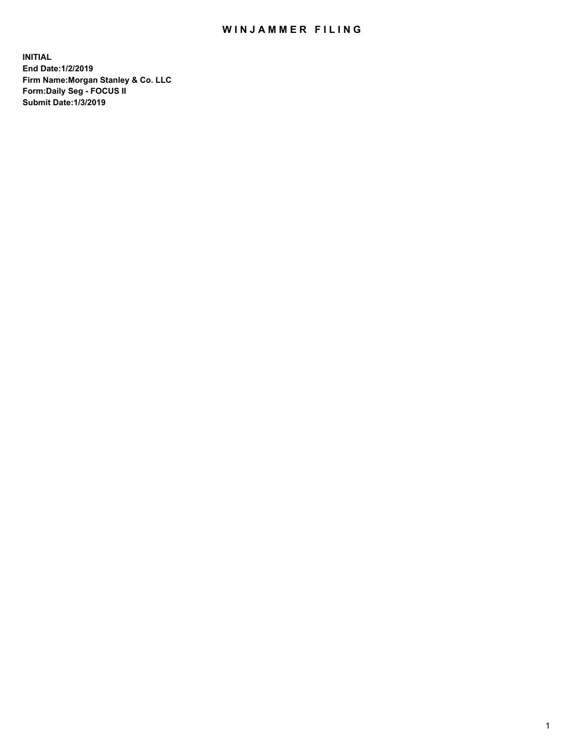# WINJAMMER FILING

**INITIAL**
**End Date:1/2/2019**
**Firm Name:Morgan Stanley & Co. LLC**
**Form:Daily Seg - FOCUS II**
**Submit Date:1/3/2019**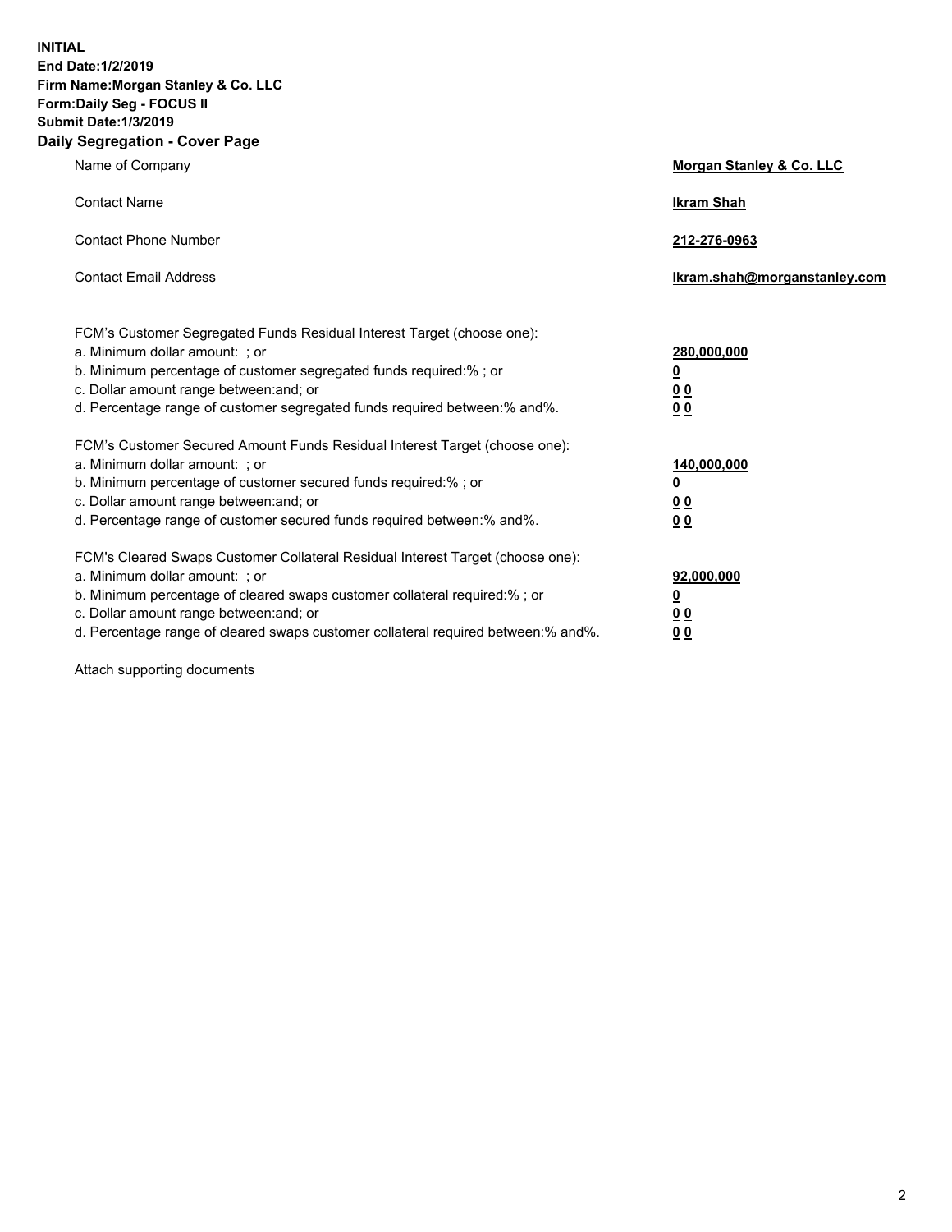**INITIAL**
**End Date:1/2/2019**
**Firm Name:Morgan Stanley & Co. LLC**
**Form:Daily Seg - FOCUS II**
**Submit Date:1/3/2019**

## Daily Segregation - Cover Page

| | |
|---|---|
| Name of Company | **Morgan Stanley & Co. LLC** |
| Contact Name | **Ikram Shah** |
| Contact Phone Number | **212-276-0963** |
| Contact Email Address | **Ikram.shah@morganstanley.com** |

| | |
|---|---|
| FCM's Customer Segregated Funds Residual Interest Target (choose one): | |
| a. Minimum dollar amount: ; or | **280,000,000** |
| b. Minimum percentage of customer segregated funds required:% ; or | **0** |
| c. Dollar amount range between:and; or | **0 0** |
| d. Percentage range of customer segregated funds required between:% and%. | **0 0** |
| FCM's Customer Secured Amount Funds Residual Interest Target (choose one): | |
| a. Minimum dollar amount: ; or | **140,000,000** |
| b. Minimum percentage of customer secured funds required:% ; or | **0** |
| c. Dollar amount range between:and; or | **0 0** |
| d. Percentage range of customer secured funds required between:% and%. | **0 0** |
| FCM's Cleared Swaps Customer Collateral Residual Interest Target (choose one): | |
| a. Minimum dollar amount: ; or | **92,000,000** |
| b. Minimum percentage of cleared swaps customer collateral required:% ; or | **0** |
| c. Dollar amount range between:and; or | **0 0** |
| d. Percentage range of cleared swaps customer collateral required between:% and%. | **0 0** |

Attach supporting documents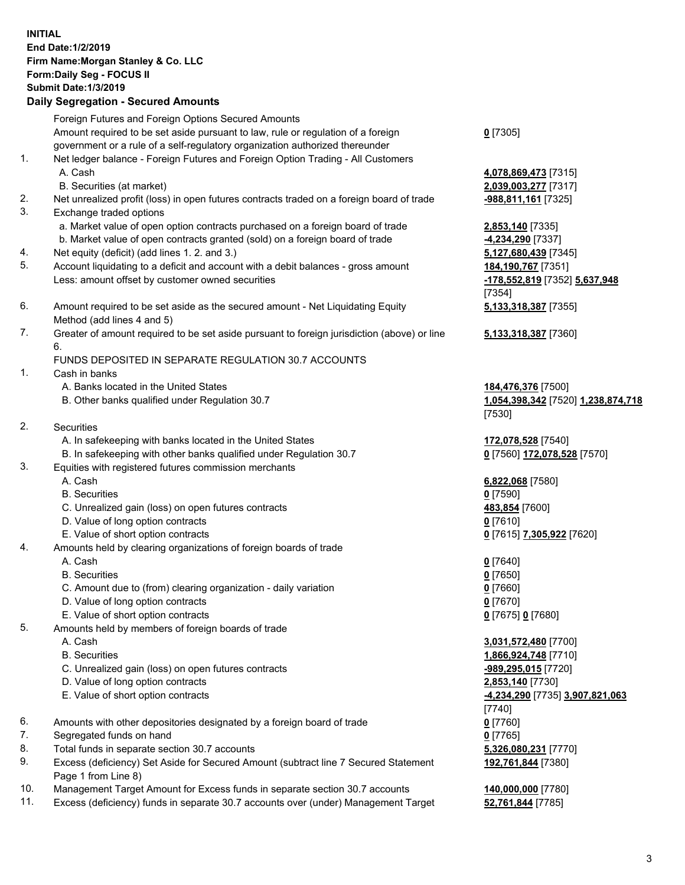**INITIAL**
**End Date:1/2/2019**
**Firm Name:Morgan Stanley & Co. LLC**
**Form:Daily Seg - FOCUS II**
**Submit Date:1/3/2019**

## Daily Segregation - Secured Amounts

| | | |
|---|---|---|
| | Foreign Futures and Foreign Options Secured Amounts | |
| | Amount required to be set aside pursuant to law, rule or regulation of a foreign government or a rule of a self-regulatory organization authorized thereunder | **0** [7305] |
| 1. | Net ledger balance - Foreign Futures and Foreign Option Trading - All Customers | |
| | A. Cash | **4,078,869,473** [7315] |
| | B. Securities (at market) | **2,039,003,277** [7317] |
| 2. | Net unrealized profit (loss) in open futures contracts traded on a foreign board of trade | **-988,811,161** [7325] |
| 3. | Exchange traded options | |
| | a. Market value of open option contracts purchased on a foreign board of trade | **2,853,140** [7335] |
| | b. Market value of open contracts granted (sold) on a foreign board of trade | **-4,234,290** [7337] |
| 4. | Net equity (deficit) (add lines 1. 2. and 3.) | **5,127,680,439** [7345] |
| 5. | Account liquidating to a deficit and account with a debit balances - gross amount | **184,190,767** [7351] |
| | Less: amount offset by customer owned securities | **-178,552,819** [7352] **5,637,948** [7354] |
| 6. | Amount required to be set aside as the secured amount - Net Liquidating Equity Method (add lines 4 and 5) | **5,133,318,387** [7355] |
| 7. | Greater of amount required to be set aside pursuant to foreign jurisdiction (above) or line 6. | **5,133,318,387** [7360] |
| | FUNDS DEPOSITED IN SEPARATE REGULATION 30.7 ACCOUNTS | |
| 1. | Cash in banks | |
| | A. Banks located in the United States | **184,476,376** [7500] |
| | B. Other banks qualified under Regulation 30.7 | **1,054,398,342** [7520] **1,238,874,718** [7530] |
| 2. | Securities | |
| | A. In safekeeping with banks located in the United States | **172,078,528** [7540] |
| | B. In safekeeping with other banks qualified under Regulation 30.7 | **0** [7560] **172,078,528** [7570] |
| 3. | Equities with registered futures commission merchants | |
| | A. Cash | **6,822,068** [7580] |
| | B. Securities | **0** [7590] |
| | C. Unrealized gain (loss) on open futures contracts | **483,854** [7600] |
| | D. Value of long option contracts | **0** [7610] |
| | E. Value of short option contracts | **0** [7615] **7,305,922** [7620] |
| 4. | Amounts held by clearing organizations of foreign boards of trade | |
| | A. Cash | **0** [7640] |
| | B. Securities | **0** [7650] |
| | C. Amount due to (from) clearing organization - daily variation | **0** [7660] |
| | D. Value of long option contracts | **0** [7670] |
| | E. Value of short option contracts | **0** [7675] **0** [7680] |
| 5. | Amounts held by members of foreign boards of trade | |
| | A. Cash | **3,031,572,480** [7700] |
| | B. Securities | **1,866,924,748** [7710] |
| | C. Unrealized gain (loss) on open futures contracts | **-989,295,015** [7720] |
| | D. Value of long option contracts | **2,853,140** [7730] |
| | E. Value of short option contracts | **-4,234,290** [7735] **3,907,821,063** [7740] |
| 6. | Amounts with other depositories designated by a foreign board of trade | **0** [7760] |
| 7. | Segregated funds on hand | **0** [7765] |
| 8. | Total funds in separate section 30.7 accounts | **5,326,080,231** [7770] |
| 9. | Excess (deficiency) Set Aside for Secured Amount (subtract line 7 Secured Statement Page 1 from Line 8) | **192,761,844** [7380] |
| 10. | Management Target Amount for Excess funds in separate section 30.7 accounts | **140,000,000** [7780] |
| 11. | Excess (deficiency) funds in separate 30.7 accounts over (under) Management Target | **52,761,844** [7785] |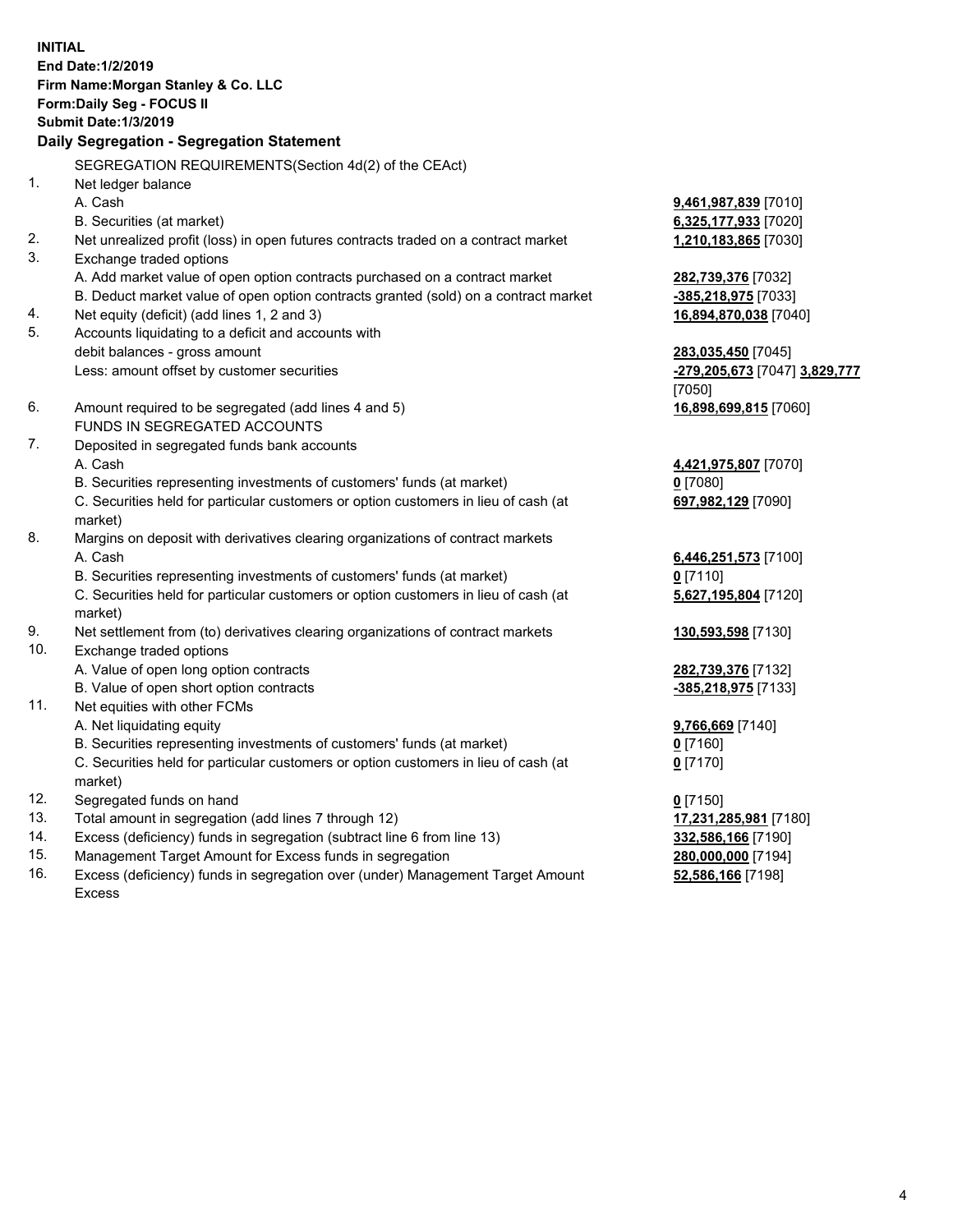**INITIAL**
**End Date:1/2/2019**
**Firm Name:Morgan Stanley & Co. LLC**
**Form:Daily Seg - FOCUS II**
**Submit Date:1/3/2019**

## Daily Segregation - Segregation Statement

SEGREGATION REQUIREMENTS(Section 4d(2) of the CEAct)

| | | |
|---|---|---|
| 1. | Net ledger balance | |
| | A. Cash | **9,461,987,839** [7010] |
| | B. Securities (at market) | **6,325,177,933** [7020] |
| 2. | Net unrealized profit (loss) in open futures contracts traded on a contract market | **1,210,183,865** [7030] |
| 3. | Exchange traded options | |
| | A. Add market value of open option contracts purchased on a contract market | **282,739,376** [7032] |
| | B. Deduct market value of open option contracts granted (sold) on a contract market | **-385,218,975** [7033] |
| 4. | Net equity (deficit) (add lines 1, 2 and 3) | **16,894,870,038** [7040] |
| 5. | Accounts liquidating to a deficit and accounts with debit balances - gross amount | **283,035,450** [7045] |
| | Less: amount offset by customer securities | **-279,205,673** [7047] **3,829,777** [7050] |
| 6. | Amount required to be segregated (add lines 4 and 5) | **16,898,699,815** [7060] |
| | FUNDS IN SEGREGATED ACCOUNTS | |
| 7. | Deposited in segregated funds bank accounts | |
| | A. Cash | **4,421,975,807** [7070] |
| | B. Securities representing investments of customers' funds (at market) | **0** [7080] |
| | C. Securities held for particular customers or option customers in lieu of cash (at market) | **697,982,129** [7090] |
| 8. | Margins on deposit with derivatives clearing organizations of contract markets | |
| | A. Cash | **6,446,251,573** [7100] |
| | B. Securities representing investments of customers' funds (at market) | **0** [7110] |
| | C. Securities held for particular customers or option customers in lieu of cash (at market) | **5,627,195,804** [7120] |
| 9. | Net settlement from (to) derivatives clearing organizations of contract markets | **130,593,598** [7130] |
| 10. | Exchange traded options | |
| | A. Value of open long option contracts | **282,739,376** [7132] |
| | B. Value of open short option contracts | **-385,218,975** [7133] |
| 11. | Net equities with other FCMs | |
| | A. Net liquidating equity | **9,766,669** [7140] |
| | B. Securities representing investments of customers' funds (at market) | **0** [7160] |
| | C. Securities held for particular customers or option customers in lieu of cash (at market) | **0** [7170] |
| 12. | Segregated funds on hand | **0** [7150] |
| 13. | Total amount in segregation (add lines 7 through 12) | **17,231,285,981** [7180] |
| 14. | Excess (deficiency) funds in segregation (subtract line 6 from line 13) | **332,586,166** [7190] |
| 15. | Management Target Amount for Excess funds in segregation | **280,000,000** [7194] |
| 16. | Excess (deficiency) funds in segregation over (under) Management Target Amount Excess | **52,586,166** [7198] |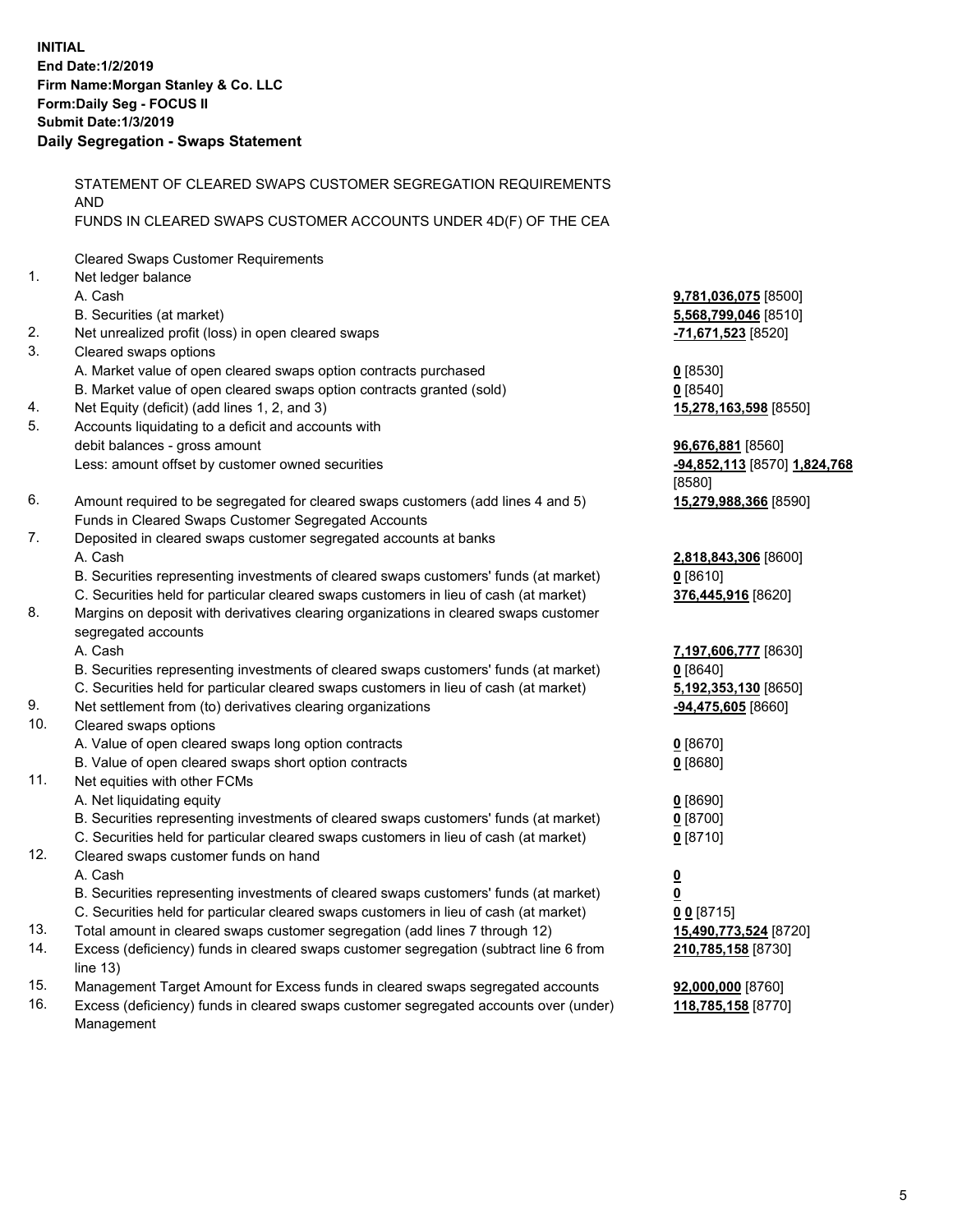**INITIAL**
**End Date:1/2/2019**
**Firm Name:Morgan Stanley & Co. LLC**
**Form:Daily Seg - FOCUS II**
**Submit Date:1/3/2019**
**Daily Segregation - Swaps Statement**

STATEMENT OF CLEARED SWAPS CUSTOMER SEGREGATION REQUIREMENTS AND FUNDS IN CLEARED SWAPS CUSTOMER ACCOUNTS UNDER 4D(F) OF THE CEA

| | | |
|---|---|---|
| | Cleared Swaps Customer Requirements | |
| 1. | Net ledger balance | |
| | A. Cash | **9,781,036,075** [8500] |
| | B. Securities (at market) | **5,568,799,046** [8510] |
| 2. | Net unrealized profit (loss) in open cleared swaps | **-71,671,523** [8520] |
| 3. | Cleared swaps options | |
| | A. Market value of open cleared swaps option contracts purchased | **0** [8530] |
| | B. Market value of open cleared swaps option contracts granted (sold) | **0** [8540] |
| 4. | Net Equity (deficit) (add lines 1, 2, and 3) | **15,278,163,598** [8550] |
| 5. | Accounts liquidating to a deficit and accounts with debit balances - gross amount | **96,676,881** [8560] |
| | Less: amount offset by customer owned securities | **-94,852,113** [8570] **1,824,768** [8580] |
| 6. | Amount required to be segregated for cleared swaps customers (add lines 4 and 5) | **15,279,988,366** [8590] |
| | Funds in Cleared Swaps Customer Segregated Accounts | |
| 7. | Deposited in cleared swaps customer segregated accounts at banks | |
| | A. Cash | **2,818,843,306** [8600] |
| | B. Securities representing investments of cleared swaps customers' funds (at market) | **0** [8610] |
| | C. Securities held for particular cleared swaps customers in lieu of cash (at market) | **376,445,916** [8620] |
| 8. | Margins on deposit with derivatives clearing organizations in cleared swaps customer segregated accounts | |
| | A. Cash | **7,197,606,777** [8630] |
| | B. Securities representing investments of cleared swaps customers' funds (at market) | **0** [8640] |
| | C. Securities held for particular cleared swaps customers in lieu of cash (at market) | **5,192,353,130** [8650] |
| 9. | Net settlement from (to) derivatives clearing organizations | **-94,475,605** [8660] |
| 10. | Cleared swaps options | |
| | A. Value of open cleared swaps long option contracts | **0** [8670] |
| | B. Value of open cleared swaps short option contracts | **0** [8680] |
| 11. | Net equities with other FCMs | |
| | A. Net liquidating equity | **0** [8690] |
| | B. Securities representing investments of cleared swaps customers' funds (at market) | **0** [8700] |
| | C. Securities held for particular cleared swaps customers in lieu of cash (at market) | **0** [8710] |
| 12. | Cleared swaps customer funds on hand | |
| | A. Cash | **0** |
| | B. Securities representing investments of cleared swaps customers' funds (at market) | **0** |
| | C. Securities held for particular cleared swaps customers in lieu of cash (at market) | **0** **0** [8715] |
| 13. | Total amount in cleared swaps customer segregation (add lines 7 through 12) | **15,490,773,524** [8720] |
| 14. | Excess (deficiency) funds in cleared swaps customer segregation (subtract line 6 from line 13) | **210,785,158** [8730] |
| 15. | Management Target Amount for Excess funds in cleared swaps segregated accounts | **92,000,000** [8760] |
| 16. | Excess (deficiency) funds in cleared swaps customer segregated accounts over (under) Management | **118,785,158** [8770] |